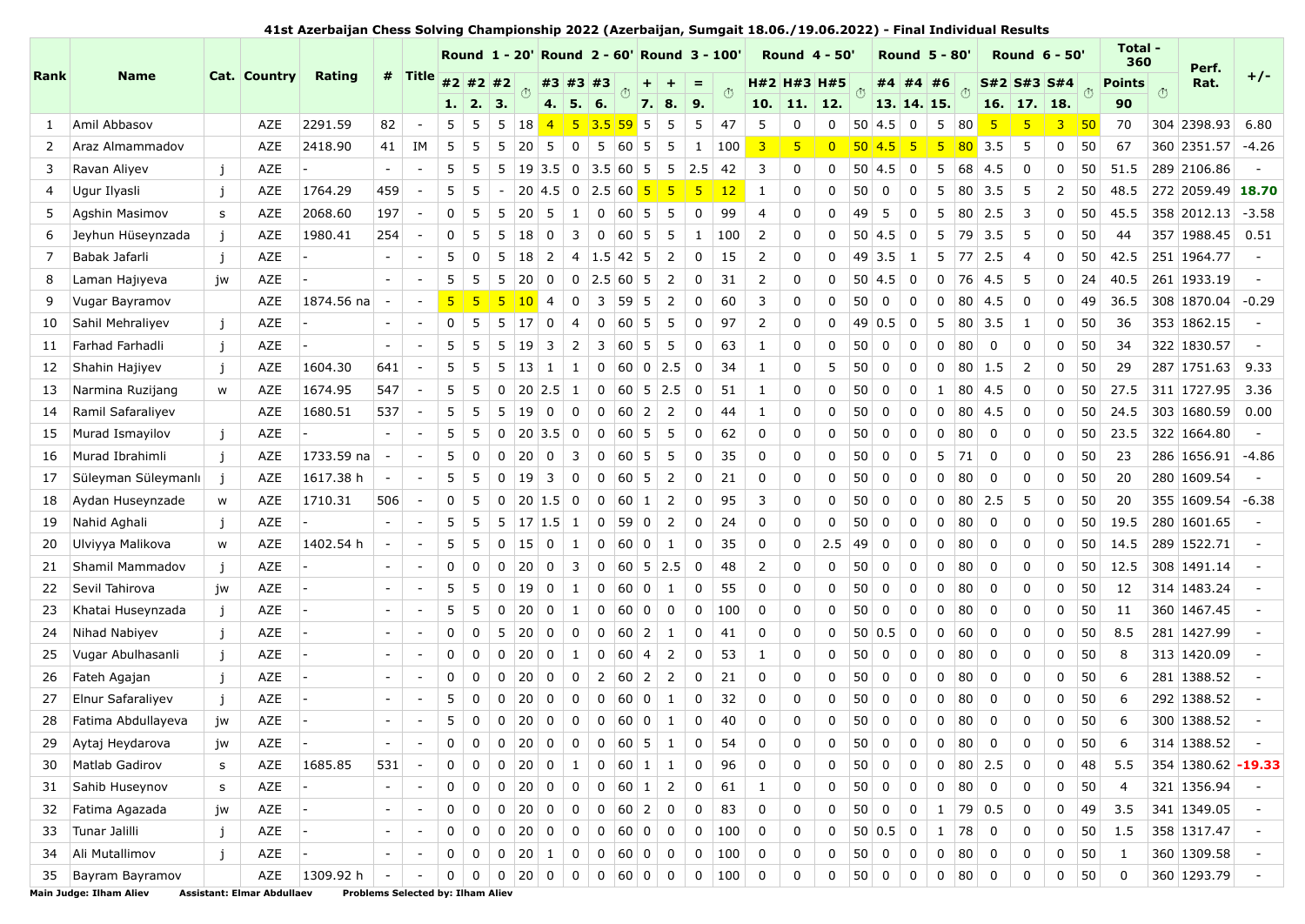# 41st Azerbaijan Chess Solving Championship 2022 (Azerbaijan, Sumgait 18.06./19.06.2022) - Final Individual Results

| Rank | Name | Cat. | Country | Rating | # | Title | Round 1 - 20' | | | | Round 2 - 60' | | | | Round 3 - 100' | | | | Round 4 - 50' | | | | Round 5 - 80' | | | | Round 6 - 50' | | | | Total - 360 | | Perf. Rat. | +/- |
|---|---|---|---|---|---|---|---|---|---|---|---|---|---|---|---|---|---|---|---|---|---|---|---|---|---|---|---|---|---|---|---|---|---|---|
| | | | | | | | #2 | #2 | #2 | ⏱ | #3 | #3 | #3 | ⏱ | + | + | = | ⏱ | H#2 | H#3 | H#5 | ⏱ | #4 | #4 | #6 | ⏱ | S#2 | S#3 | S#4 | ⏱ | Points | ⏱ | | |
| | | | | | | | 1. | 2. | 3. | | 4. | 5. | 6. | | 7. | 8. | 9. | | 10. | 11. | 12. | | 13. | 14. | 15. | | 16. | 17. | 18. | | 90 | | | |
| 1 | Amil Abbasov | | AZE | 2291.59 | 82 | - | 5 | 5 | 5 | 18 | 4 | 5 | 3.5 | 59 | 5 | 5 | 5 | 47 | 5 | 0 | 0 | 50 | 4.5 | 0 | 5 | 80 | 5 | 5 | 3 | 50 | 70 | 304 | 2398.93 | 6.80 |
| 2 | Araz Almammadov | | AZE | 2418.90 | 41 | IM | 5 | 5 | 5 | 20 | 5 | 0 | 5 | 60 | 5 | 5 | 1 | 100 | 3 | 5 | 0 | 50 | 4.5 | 5 | 5 | 80 | 3.5 | 5 | 0 | 50 | 67 | 360 | 2351.57 | -4.26 |
| 3 | Ravan Aliyev | j | AZE | - | - | - | 5 | 5 | 5 | 19 | 3.5 | 0 | 3.5 | 60 | 5 | 5 | 2.5 | 42 | 3 | 0 | 0 | 50 | 4.5 | 0 | 5 | 68 | 4.5 | 0 | 0 | 50 | 51.5 | 289 | 2106.86 | - |
| 4 | Ugur Ilyasli | j | AZE | 1764.29 | 459 | - | 5 | 5 | - | 20 | 4.5 | 0 | 2.5 | 60 | 5 | 5 | 5 | 12 | 1 | 0 | 0 | 50 | 0 | 0 | 5 | 80 | 3.5 | 5 | 2 | 50 | 48.5 | 272 | 2059.49 | 18.70 |
| 5 | Agshin Masimov | s | AZE | 2068.60 | 197 | - | 0 | 5 | 5 | 20 | 5 | 1 | 0 | 60 | 5 | 5 | 0 | 99 | 4 | 0 | 0 | 49 | 5 | 0 | 5 | 80 | 2.5 | 3 | 0 | 50 | 45.5 | 358 | 2012.13 | -3.58 |
| 6 | Jeyhun Hüseynzada | j | AZE | 1980.41 | 254 | - | 0 | 5 | 5 | 18 | 0 | 3 | 0 | 60 | 5 | 5 | 1 | 100 | 2 | 0 | 0 | 50 | 4.5 | 0 | 5 | 79 | 3.5 | 5 | 0 | 50 | 44 | 357 | 1988.45 | 0.51 |
| 7 | Babak Jafarli | j | AZE | - | - | - | 5 | 0 | 5 | 18 | 2 | 4 | 1.5 | 42 | 5 | 2 | 0 | 15 | 2 | 0 | 0 | 49 | 3.5 | 1 | 5 | 77 | 2.5 | 4 | 0 | 50 | 42.5 | 251 | 1964.77 | - |
| 8 | Laman Hajıyeva | jw | AZE | - | - | - | 5 | 5 | 5 | 20 | 0 | 0 | 2.5 | 60 | 5 | 2 | 0 | 31 | 2 | 0 | 0 | 50 | 4.5 | 0 | 0 | 76 | 4.5 | 5 | 0 | 24 | 40.5 | 261 | 1933.19 | - |
| 9 | Vugar Bayramov | | AZE | 1874.56 na | - | - | 5 | 5 | 5 | 10 | 4 | 0 | 3 | 59 | 5 | 2 | 0 | 60 | 3 | 0 | 0 | 50 | 0 | 0 | 0 | 80 | 4.5 | 0 | 0 | 49 | 36.5 | 308 | 1870.04 | -0.29 |
| 10 | Sahil Mehraliyev | j | AZE | - | - | - | 0 | 5 | 5 | 17 | 0 | 4 | 0 | 60 | 5 | 5 | 0 | 97 | 2 | 0 | 0 | 49 | 0.5 | 0 | 5 | 80 | 3.5 | 1 | 0 | 50 | 36 | 353 | 1862.15 | - |
| 11 | Farhad Farhadli | j | AZE | - | - | - | 5 | 5 | 5 | 19 | 3 | 2 | 3 | 60 | 5 | 5 | 0 | 63 | 1 | 0 | 0 | 50 | 0 | 0 | 0 | 80 | 0 | 0 | 0 | 50 | 34 | 322 | 1830.57 | - |
| 12 | Shahin Hajiyev | j | AZE | 1604.30 | 641 | - | 5 | 5 | 5 | 13 | 1 | 1 | 0 | 60 | 0 | 2.5 | 0 | 34 | 1 | 0 | 5 | 50 | 0 | 0 | 0 | 80 | 1.5 | 2 | 0 | 50 | 29 | 287 | 1751.63 | 9.33 |
| 13 | Narmina Ruzijang | w | AZE | 1674.95 | 547 | - | 5 | 5 | 0 | 20 | 2.5 | 1 | 0 | 60 | 5 | 2.5 | 0 | 51 | 1 | 0 | 0 | 50 | 0 | 0 | 1 | 80 | 4.5 | 0 | 0 | 50 | 27.5 | 311 | 1727.95 | 3.36 |
| 14 | Ramil Safaraliyev | | AZE | 1680.51 | 537 | - | 5 | 5 | 5 | 19 | 0 | 0 | 0 | 60 | 2 | 2 | 0 | 44 | 1 | 0 | 0 | 50 | 0 | 0 | 0 | 80 | 4.5 | 0 | 0 | 50 | 24.5 | 303 | 1680.59 | 0.00 |
| 15 | Murad Ismayilov | j | AZE | - | - | - | 5 | 5 | 0 | 20 | 3.5 | 0 | 0 | 60 | 5 | 5 | 0 | 62 | 0 | 0 | 0 | 50 | 0 | 0 | 0 | 80 | 0 | 0 | 0 | 50 | 23.5 | 322 | 1664.80 | - |
| 16 | Murad Ibrahimli | j | AZE | 1733.59 na | - | - | 5 | 0 | 0 | 20 | 0 | 3 | 0 | 60 | 5 | 5 | 0 | 35 | 0 | 0 | 0 | 50 | 0 | 0 | 5 | 71 | 0 | 0 | 0 | 50 | 23 | 286 | 1656.91 | -4.86 |
| 17 | Süleyman Süleymanlı | j | AZE | 1617.38 h | - | - | 5 | 5 | 0 | 19 | 3 | 0 | 0 | 60 | 5 | 2 | 0 | 21 | 0 | 0 | 0 | 50 | 0 | 0 | 0 | 80 | 0 | 0 | 0 | 50 | 20 | 280 | 1609.54 | - |
| 18 | Aydan Huseynzade | w | AZE | 1710.31 | 506 | - | 0 | 5 | 0 | 20 | 1.5 | 0 | 0 | 60 | 1 | 2 | 0 | 95 | 3 | 0 | 0 | 50 | 0 | 0 | 0 | 80 | 2.5 | 5 | 0 | 50 | 20 | 355 | 1609.54 | -6.38 |
| 19 | Nahid Aghali | j | AZE | - | - | - | 5 | 5 | 5 | 17 | 1.5 | 1 | 0 | 59 | 0 | 2 | 0 | 24 | 0 | 0 | 0 | 50 | 0 | 0 | 0 | 80 | 0 | 0 | 0 | 50 | 19.5 | 280 | 1601.65 | - |
| 20 | Ulviyya Malikova | w | AZE | 1402.54 h | - | - | 5 | 5 | 0 | 15 | 0 | 1 | 0 | 60 | 0 | 1 | 0 | 35 | 0 | 0 | 2.5 | 49 | 0 | 0 | 0 | 80 | 0 | 0 | 0 | 50 | 14.5 | 289 | 1522.71 | - |
| 21 | Shamil Mammadov | j | AZE | - | - | - | 0 | 0 | 0 | 20 | 0 | 3 | 0 | 60 | 5 | 2.5 | 0 | 48 | 2 | 0 | 0 | 50 | 0 | 0 | 0 | 80 | 0 | 0 | 0 | 50 | 12.5 | 308 | 1491.14 | - |
| 22 | Sevil Tahirova | jw | AZE | - | - | - | 5 | 5 | 0 | 19 | 0 | 1 | 0 | 60 | 0 | 1 | 0 | 55 | 0 | 0 | 0 | 50 | 0 | 0 | 0 | 80 | 0 | 0 | 0 | 50 | 12 | 314 | 1483.24 | - |
| 23 | Khatai Huseynzada | j | AZE | - | - | - | 5 | 5 | 0 | 20 | 0 | 1 | 0 | 60 | 0 | 0 | 0 | 100 | 0 | 0 | 0 | 50 | 0 | 0 | 0 | 80 | 0 | 0 | 0 | 50 | 11 | 360 | 1467.45 | - |
| 24 | Nihad Nabiyev | j | AZE | - | - | - | 0 | 0 | 5 | 20 | 0 | 0 | 0 | 60 | 2 | 1 | 0 | 41 | 0 | 0 | 0 | 50 | 0.5 | 0 | 0 | 60 | 0 | 0 | 0 | 50 | 8.5 | 281 | 1427.99 | - |
| 25 | Vugar Abulhasanli | j | AZE | - | - | - | 0 | 0 | 0 | 20 | 0 | 1 | 0 | 60 | 4 | 2 | 0 | 53 | 1 | 0 | 0 | 50 | 0 | 0 | 0 | 80 | 0 | 0 | 0 | 50 | 8 | 313 | 1420.09 | - |
| 26 | Fateh Agajan | j | AZE | - | - | - | 0 | 0 | 0 | 20 | 0 | 0 | 2 | 60 | 2 | 2 | 0 | 21 | 0 | 0 | 0 | 50 | 0 | 0 | 0 | 80 | 0 | 0 | 0 | 50 | 6 | 281 | 1388.52 | - |
| 27 | Elnur Safaraliyev | j | AZE | - | - | - | 5 | 0 | 0 | 20 | 0 | 0 | 0 | 60 | 0 | 1 | 0 | 32 | 0 | 0 | 0 | 50 | 0 | 0 | 0 | 80 | 0 | 0 | 0 | 50 | 6 | 292 | 1388.52 | - |
| 28 | Fatima Abdullayeva | jw | AZE | - | - | - | 5 | 0 | 0 | 20 | 0 | 0 | 0 | 60 | 0 | 1 | 0 | 40 | 0 | 0 | 0 | 50 | 0 | 0 | 0 | 80 | 0 | 0 | 0 | 50 | 6 | 300 | 1388.52 | - |
| 29 | Aytaj Heydarova | jw | AZE | - | - | - | 0 | 0 | 0 | 20 | 0 | 0 | 0 | 60 | 5 | 1 | 0 | 54 | 0 | 0 | 0 | 50 | 0 | 0 | 0 | 80 | 0 | 0 | 0 | 50 | 6 | 314 | 1388.52 | - |
| 30 | Matlab Gadirov | s | AZE | 1685.85 | 531 | - | 0 | 0 | 0 | 20 | 0 | 1 | 0 | 60 | 1 | 1 | 0 | 96 | 0 | 0 | 0 | 50 | 0 | 0 | 0 | 80 | 2.5 | 0 | 0 | 48 | 5.5 | 354 | 1380.62 | -19.33 |
| 31 | Sahib Huseynov | s | AZE | - | - | - | 0 | 0 | 0 | 20 | 0 | 0 | 0 | 60 | 1 | 2 | 0 | 61 | 1 | 0 | 0 | 50 | 0 | 0 | 0 | 80 | 0 | 0 | 0 | 50 | 4 | 321 | 1356.94 | - |
| 32 | Fatima Agazada | jw | AZE | - | - | - | 0 | 0 | 0 | 20 | 0 | 0 | 0 | 60 | 2 | 0 | 0 | 83 | 0 | 0 | 0 | 50 | 0 | 0 | 1 | 79 | 0.5 | 0 | 0 | 49 | 3.5 | 341 | 1349.05 | - |
| 33 | Tunar Jalilli | j | AZE | - | - | - | 0 | 0 | 0 | 20 | 0 | 0 | 0 | 60 | 0 | 0 | 0 | 100 | 0 | 0 | 0 | 50 | 0.5 | 0 | 1 | 78 | 0 | 0 | 0 | 50 | 1.5 | 358 | 1317.47 | - |
| 34 | Ali Mutallimov | j | AZE | - | - | - | 0 | 0 | 0 | 20 | 1 | 0 | 0 | 60 | 0 | 0 | 0 | 100 | 0 | 0 | 0 | 50 | 0 | 0 | 0 | 80 | 0 | 0 | 0 | 50 | 1 | 360 | 1309.58 | - |
| 35 | Bayram Bayramov | | AZE | 1309.92 h | - | - | 0 | 0 | 0 | 20 | 0 | 0 | 0 | 60 | 0 | 0 | 0 | 100 | 0 | 0 | 0 | 50 | 0 | 0 | 0 | 80 | 0 | 0 | 0 | 50 | 0 | 360 | 1293.79 | - |

**Main Judge: Ilham Aliev** **Assistant: Elmar Abdullaev** **Problems Selected by: Ilham Aliev**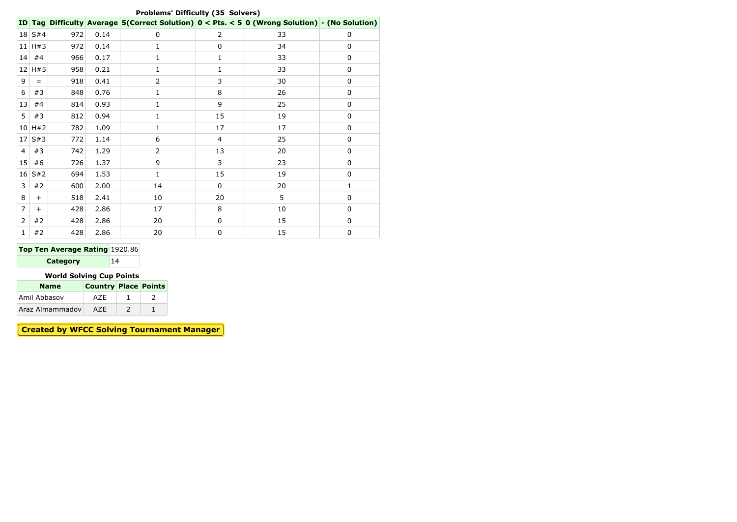### Problems' Difficulty (35 Solvers)

| ID | Tag | Difficulty | Average | 5(Correct Solution) | 0 < Pts. < 5 | 0 (Wrong Solution) | - (No Solution) |
|---|---|---|---|---|---|---|---|
| 18 | S#4 | 972 | 0.14 | 0 | 2 | 33 | 0 |
| 11 | H#3 | 972 | 0.14 | 1 | 0 | 34 | 0 |
| 14 | #4 | 966 | 0.17 | 1 | 1 | 33 | 0 |
| 12 | H#5 | 958 | 0.21 | 1 | 1 | 33 | 0 |
| 9 | = | 918 | 0.41 | 2 | 3 | 30 | 0 |
| 6 | #3 | 848 | 0.76 | 1 | 8 | 26 | 0 |
| 13 | #4 | 814 | 0.93 | 1 | 9 | 25 | 0 |
| 5 | #3 | 812 | 0.94 | 1 | 15 | 19 | 0 |
| 10 | H#2 | 782 | 1.09 | 1 | 17 | 17 | 0 |
| 17 | S#3 | 772 | 1.14 | 6 | 4 | 25 | 0 |
| 4 | #3 | 742 | 1.29 | 2 | 13 | 20 | 0 |
| 15 | #6 | 726 | 1.37 | 9 | 3 | 23 | 0 |
| 16 | S#2 | 694 | 1.53 | 1 | 15 | 19 | 0 |
| 3 | #2 | 600 | 2.00 | 14 | 0 | 20 | 1 |
| 8 | + | 518 | 2.41 | 10 | 20 | 5 | 0 |
| 7 | + | 428 | 2.86 | 17 | 8 | 10 | 0 |
| 2 | #2 | 428 | 2.86 | 20 | 0 | 15 | 0 |
| 1 | #2 | 428 | 2.86 | 20 | 0 | 15 | 0 |

| | |
|---|---|
| **Top Ten Average Rating** | 1920.86 |
| **Category** | 14 |

### World Solving Cup Points

| Name | Country | Place | Points |
|---|---|---|---|
| Amil Abbasov | AZE | 1 | 2 |
| Araz Almammadov | AZE | 2 | 1 |

**Created by WFCC Solving Tournament Manager**